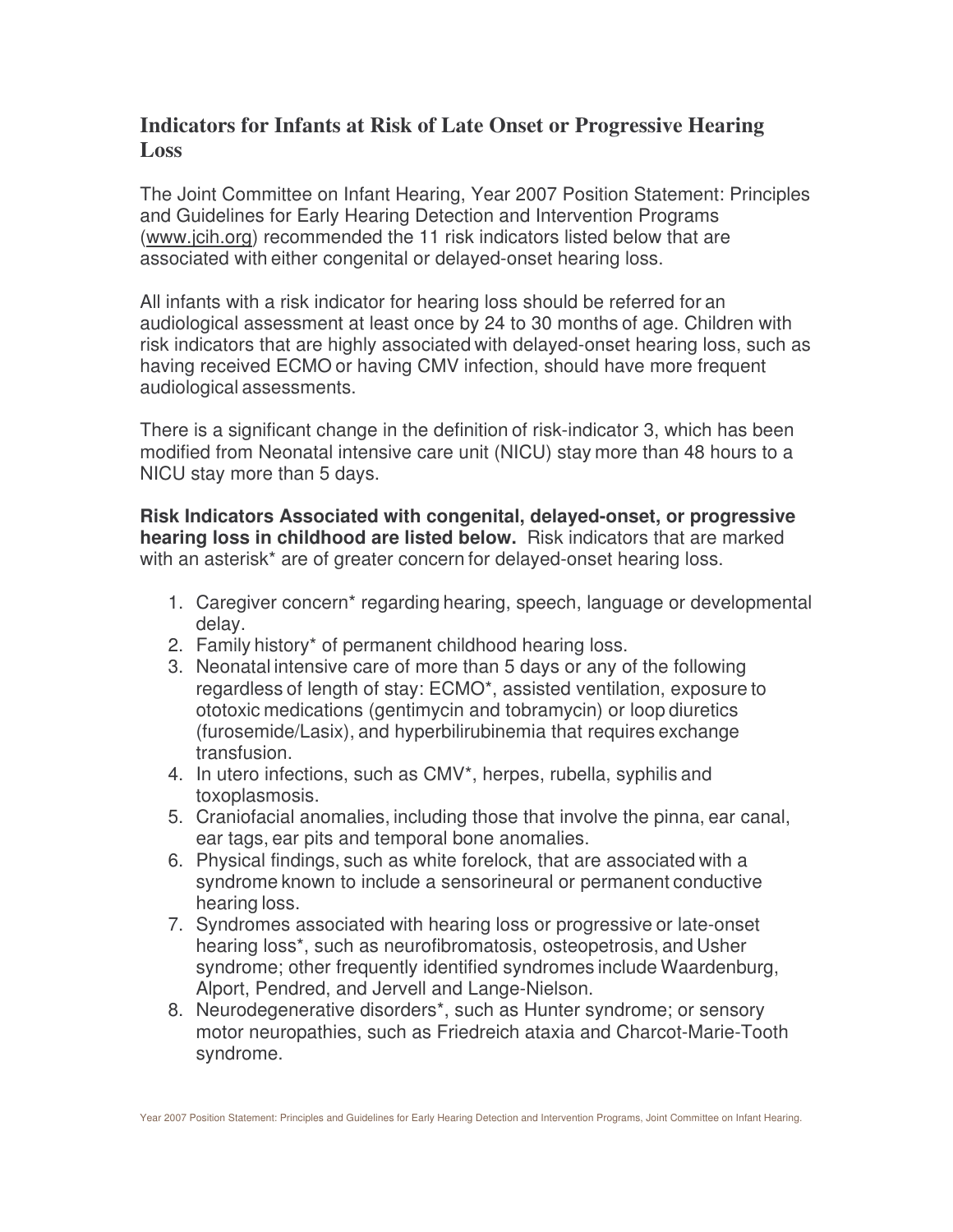# Indicators for Infants at Risk of Late Onset or Progressive Hearing Loss

The Joint Committee on Infant Hearing, Year 2007 Position Statement: Principles and Guidelines for Early Hearing Detection and Intervention Programs (www.jcih.org) recommended the 11 risk indicators listed below that are associated with either congenital or delayed-onset hearing loss.

All infants with a risk indicator for hearing loss should be referred for an audiological assessment at least once by 24 to 30 months of age. Children with risk indicators that are highly associated with delayed-onset hearing loss, such as having received ECMO or having CMV infection, should have more frequent audiological assessments.

There is a significant change in the definition of risk-indicator 3, which has been modified from Neonatal intensive care unit (NICU) stay more than 48 hours to a NICU stay more than 5 days.

**Risk Indicators Associated with congenital, delayed-onset, or progressive hearing loss in childhood are listed below.** Risk indicators that are marked with an asterisk* are of greater concern for delayed-onset hearing loss.

1. Caregiver concern* regarding hearing, speech, language or developmental delay.
2. Family history* of permanent childhood hearing loss.
3. Neonatal intensive care of more than 5 days or any of the following regardless of length of stay: ECMO*, assisted ventilation, exposure to ototoxic medications (gentimycin and tobramycin) or loop diuretics (furosemide/Lasix), and hyperbilirubinemia that requires exchange transfusion.
4. In utero infections, such as CMV*, herpes, rubella, syphilis and toxoplasmosis.
5. Craniofacial anomalies, including those that involve the pinna, ear canal, ear tags, ear pits and temporal bone anomalies.
6. Physical findings, such as white forelock, that are associated with a syndrome known to include a sensorineural or permanent conductive hearing loss.
7. Syndromes associated with hearing loss or progressive or late-onset hearing loss*, such as neurofibromatosis, osteopetrosis, and Usher syndrome; other frequently identified syndromes include Waardenburg, Alport, Pendred, and Jervell and Lange-Nielson.
8. Neurodegenerative disorders*, such as Hunter syndrome; or sensory motor neuropathies, such as Friedreich ataxia and Charcot-Marie-Tooth syndrome.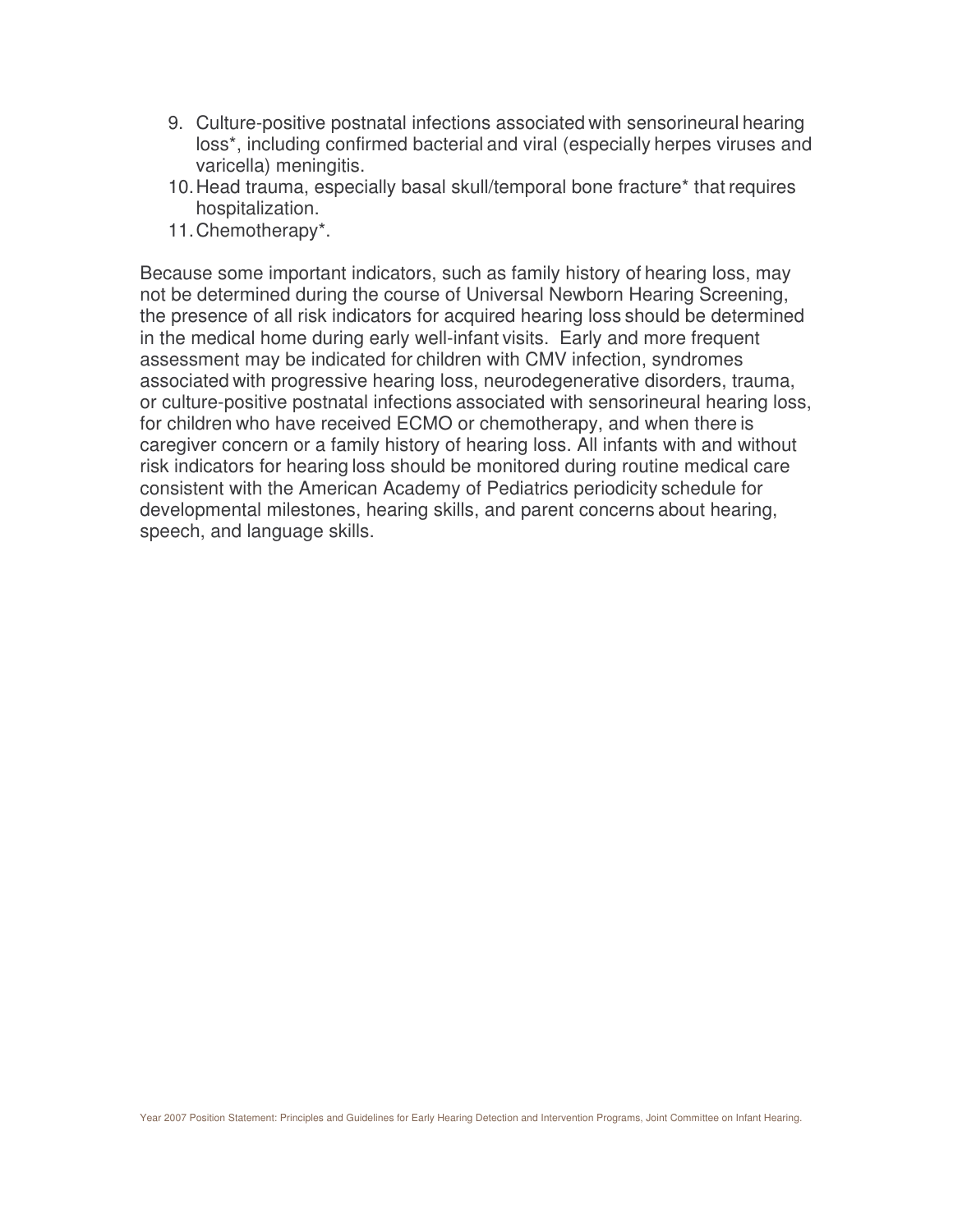9. Culture-positive postnatal infections associated with sensorineural hearing loss*, including confirmed bacterial and viral (especially herpes viruses and varicella) meningitis.
10. Head trauma, especially basal skull/temporal bone fracture* that requires hospitalization.
11. Chemotherapy*.

Because some important indicators, such as family history of hearing loss, may not be determined during the course of Universal Newborn Hearing Screening, the presence of all risk indicators for acquired hearing loss should be determined in the medical home during early well-infant visits. Early and more frequent assessment may be indicated for children with CMV infection, syndromes associated with progressive hearing loss, neurodegenerative disorders, trauma, or culture-positive postnatal infections associated with sensorineural hearing loss, for children who have received ECMO or chemotherapy, and when there is caregiver concern or a family history of hearing loss. All infants with and without risk indicators for hearing loss should be monitored during routine medical care consistent with the American Academy of Pediatrics periodicity schedule for developmental milestones, hearing skills, and parent concerns about hearing, speech, and language skills.